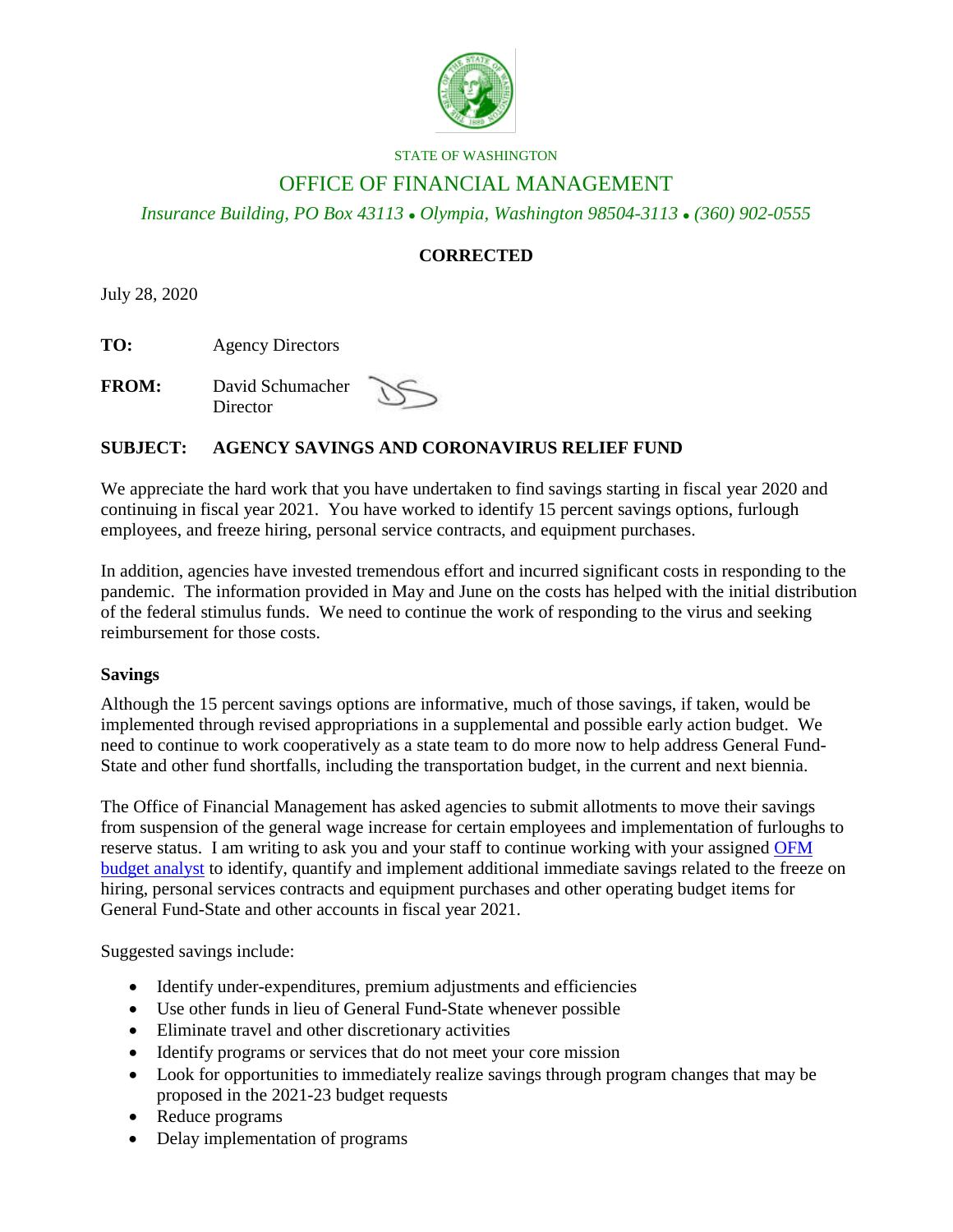STATE OF WASHINGTON

# OFFICE OF FINANCIAL MANAGEMENT

*Insurance Building, PO Box 43113 • Olympia, Washington 98504-3113 • (360) 902-0555*

**CORRECTED**

July 28, 2020

**TO:** Agency Directors

**FROM:** David Schumacher
Director

**SUBJECT: AGENCY SAVINGS AND CORONAVIRUS RELIEF FUND**

We appreciate the hard work that you have undertaken to find savings starting in fiscal year 2020 and continuing in fiscal year 2021. You have worked to identify 15 percent savings options, furlough employees, and freeze hiring, personal service contracts, and equipment purchases.

In addition, agencies have invested tremendous effort and incurred significant costs in responding to the pandemic. The information provided in May and June on the costs has helped with the initial distribution of the federal stimulus funds. We need to continue the work of responding to the virus and seeking reimbursement for those costs.

**Savings**

Although the 15 percent savings options are informative, much of those savings, if taken, would be implemented through revised appropriations in a supplemental and possible early action budget. We need to continue to work cooperatively as a state team to do more now to help address General Fund-State and other fund shortfalls, including the transportation budget, in the current and next biennium.

The Office of Financial Management has asked agencies to submit allotments to move their savings from suspension of the general wage increase for certain employees and implementation of furloughs to reserve status. I am writing to ask you and your staff to continue working with your assigned OFM budget analyst to identify, quantify and implement additional immediate savings related to the freeze on hiring, personal services contracts and equipment purchases and other operating budget items for General Fund-State and other accounts in fiscal year 2021.

Suggested savings include:

- Identify under-expenditures, premium adjustments and efficiencies
- Use other funds in lieu of General Fund-State whenever possible
- Eliminate travel and other discretionary activities
- Identify programs or services that do not meet your core mission
- Look for opportunities to immediately realize savings through program changes that may be proposed in the 2021-23 budget requests
- Reduce programs
- Delay implementation of programs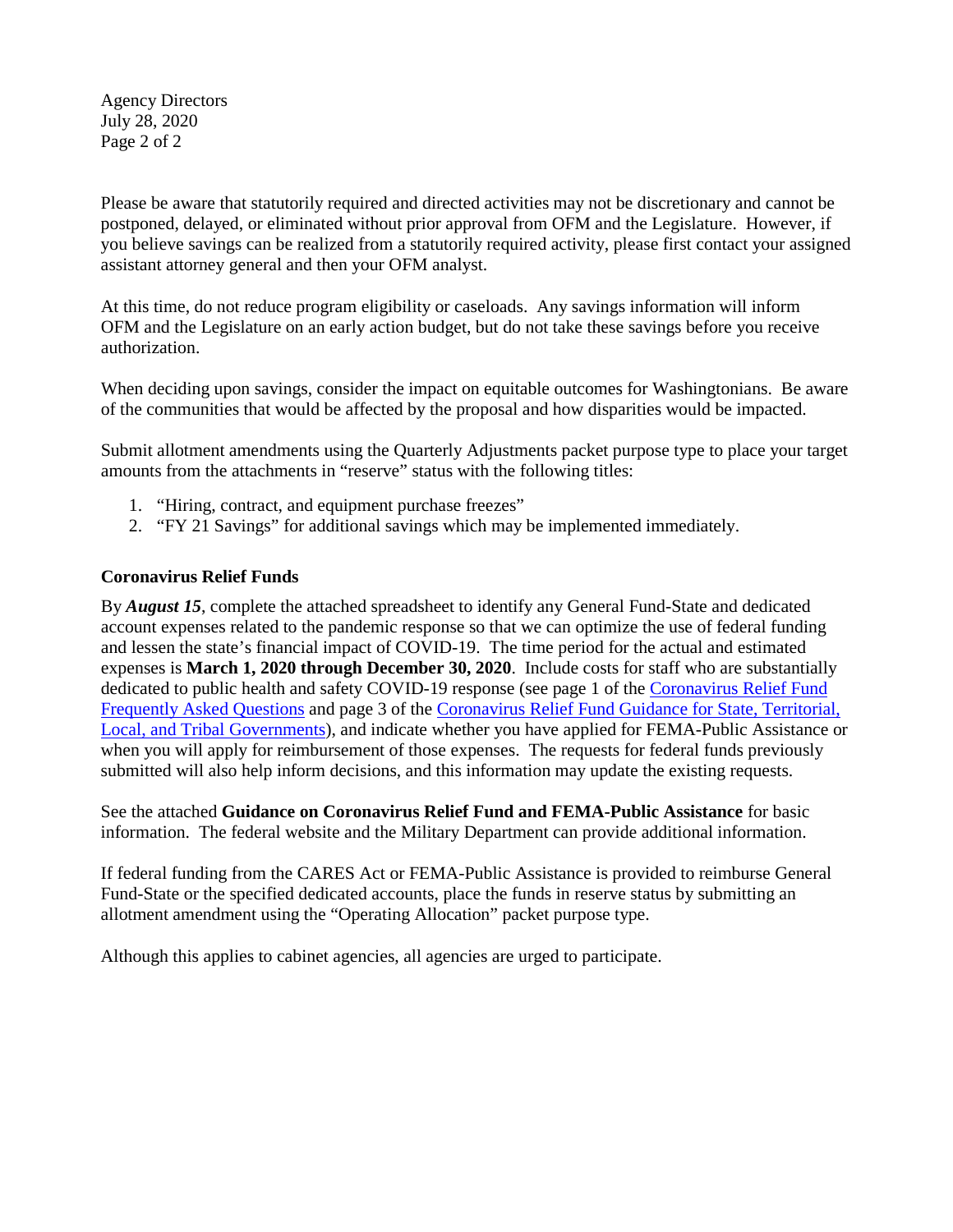Please be aware that statutorily required and directed activities may not be discretionary and cannot be postponed, delayed, or eliminated without prior approval from OFM and the Legislature. However, if you believe savings can be realized from a statutorily required activity, please first contact your assigned assistant attorney general and then your OFM analyst.

At this time, do not reduce program eligibility or caseloads. Any savings information will inform OFM and the Legislature on an early action budget, but do not take these savings before you receive authorization.

When deciding upon savings, consider the impact on equitable outcomes for Washingtonians. Be aware of the communities that would be affected by the proposal and how disparities would be impacted.

Submit allotment amendments using the Quarterly Adjustments packet purpose type to place your target amounts from the attachments in "reserve" status with the following titles:

1. "Hiring, contract, and equipment purchase freezes"
2. "FY 21 Savings" for additional savings which may be implemented immediately.

**Coronavirus Relief Funds**

By ***August 15***, complete the attached spreadsheet to identify any General Fund-State and dedicated account expenses related to the pandemic response so that we can optimize the use of federal funding and lessen the state's financial impact of COVID-19. The time period for the actual and estimated expenses is **March 1, 2020 through December 30, 2020**. Include costs for staff who are substantially dedicated to public health and safety COVID-19 response (see page 1 of the Coronavirus Relief Fund Frequently Asked Questions and page 3 of the Coronavirus Relief Fund Guidance for State, Territorial, Local, and Tribal Governments), and indicate whether you have applied for FEMA-Public Assistance or when you will apply for reimbursement of those expenses. The requests for federal funds previously submitted will also help inform decisions, and this information may update the existing requests.

See the attached **Guidance on Coronavirus Relief Fund and FEMA-Public Assistance** for basic information. The federal website and the Military Department can provide additional information.

If federal funding from the CARES Act or FEMA-Public Assistance is provided to reimburse General Fund-State or the specified dedicated accounts, place the funds in reserve status by submitting an allotment amendment using the "Operating Allocation" packet purpose type.

Although this applies to cabinet agencies, all agencies are urged to participate.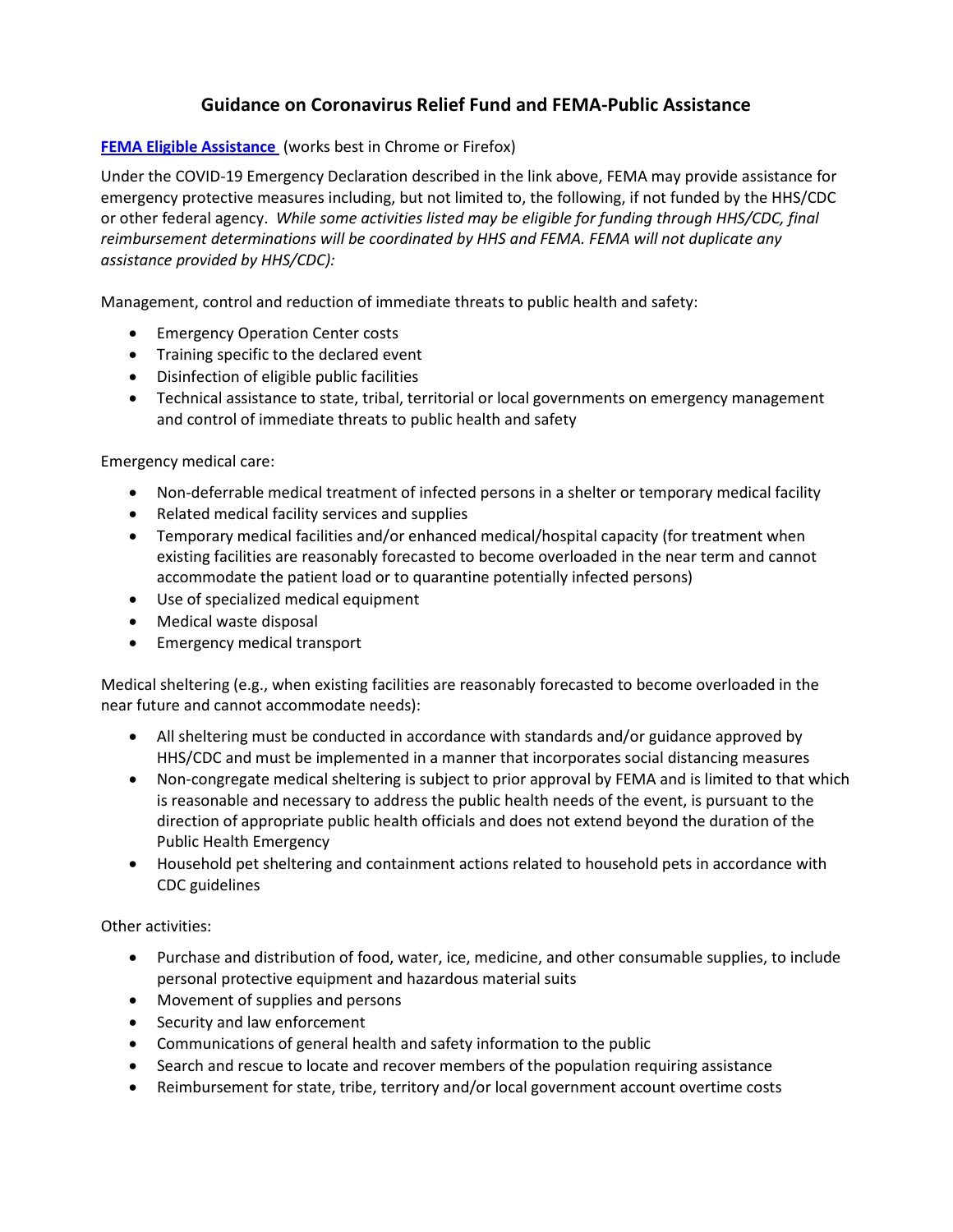## Guidance on Coronavirus Relief Fund and FEMA-Public Assistance

**FEMA Eligible Assistance** (works best in Chrome or Firefox)

Under the COVID-19 Emergency Declaration described in the link above, FEMA may provide assistance for emergency protective measures including, but not limited to, the following, if not funded by the HHS/CDC or other federal agency. *While some activities listed may be eligible for funding through HHS/CDC, final reimbursement determinations will be coordinated by HHS and FEMA. FEMA will not duplicate any assistance provided by HHS/CDC):*

Management, control and reduction of immediate threats to public health and safety:

- Emergency Operation Center costs
- Training specific to the declared event
- Disinfection of eligible public facilities
- Technical assistance to state, tribal, territorial or local governments on emergency management and control of immediate threats to public health and safety

Emergency medical care:

- Non-deferrable medical treatment of infected persons in a shelter or temporary medical facility
- Related medical facility services and supplies
- Temporary medical facilities and/or enhanced medical/hospital capacity (for treatment when existing facilities are reasonably forecasted to become overloaded in the near term and cannot accommodate the patient load or to quarantine potentially infected persons)
- Use of specialized medical equipment
- Medical waste disposal
- Emergency medical transport

Medical sheltering (e.g., when existing facilities are reasonably forecasted to become overloaded in the near future and cannot accommodate needs):

- All sheltering must be conducted in accordance with standards and/or guidance approved by HHS/CDC and must be implemented in a manner that incorporates social distancing measures
- Non-congregate medical sheltering is subject to prior approval by FEMA and is limited to that which is reasonable and necessary to address the public health needs of the event, is pursuant to the direction of appropriate public health officials and does not extend beyond the duration of the Public Health Emergency
- Household pet sheltering and containment actions related to household pets in accordance with CDC guidelines

Other activities:

- Purchase and distribution of food, water, ice, medicine, and other consumable supplies, to include personal protective equipment and hazardous material suits
- Movement of supplies and persons
- Security and law enforcement
- Communications of general health and safety information to the public
- Search and rescue to locate and recover members of the population requiring assistance
- Reimbursement for state, tribe, territory and/or local government account overtime costs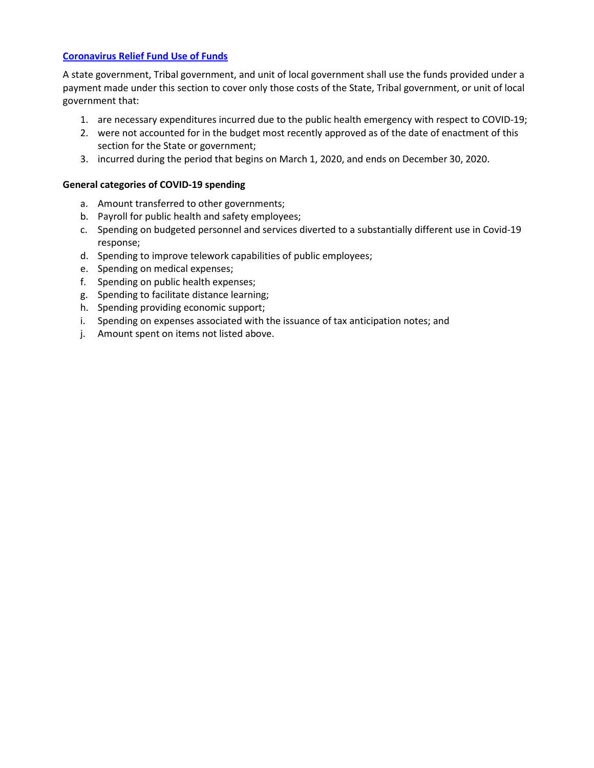**[Coronavirus Relief Fund Use of Funds]()**

A state government, Tribal government, and unit of local government shall use the funds provided under a payment made under this section to cover only those costs of the State, Tribal government, or unit of local government that:

1. are necessary expenditures incurred due to the public health emergency with respect to COVID-19;
2. were not accounted for in the budget most recently approved as of the date of enactment of this section for the State or government;
3. incurred during the period that begins on March 1, 2020, and ends on December 30, 2020.

**General categories of COVID-19 spending**

a. Amount transferred to other governments;
b. Payroll for public health and safety employees;
c. Spending on budgeted personnel and services diverted to a substantially different use in Covid-19 response;
d. Spending to improve telework capabilities of public employees;
e. Spending on medical expenses;
f. Spending on public health expenses;
g. Spending to facilitate distance learning;
h. Spending providing economic support;
i. Spending on expenses associated with the issuance of tax anticipation notes; and
j. Amount spent on items not listed above.